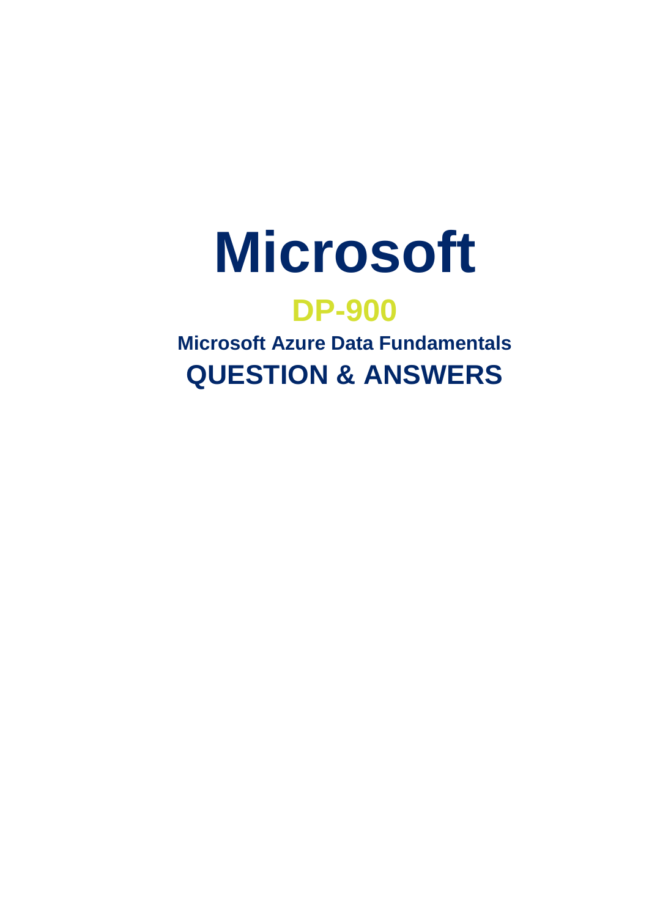# Microsoft

## DP-900

### Microsoft Azure Data Fundamentals

## QUESTION & ANSWERS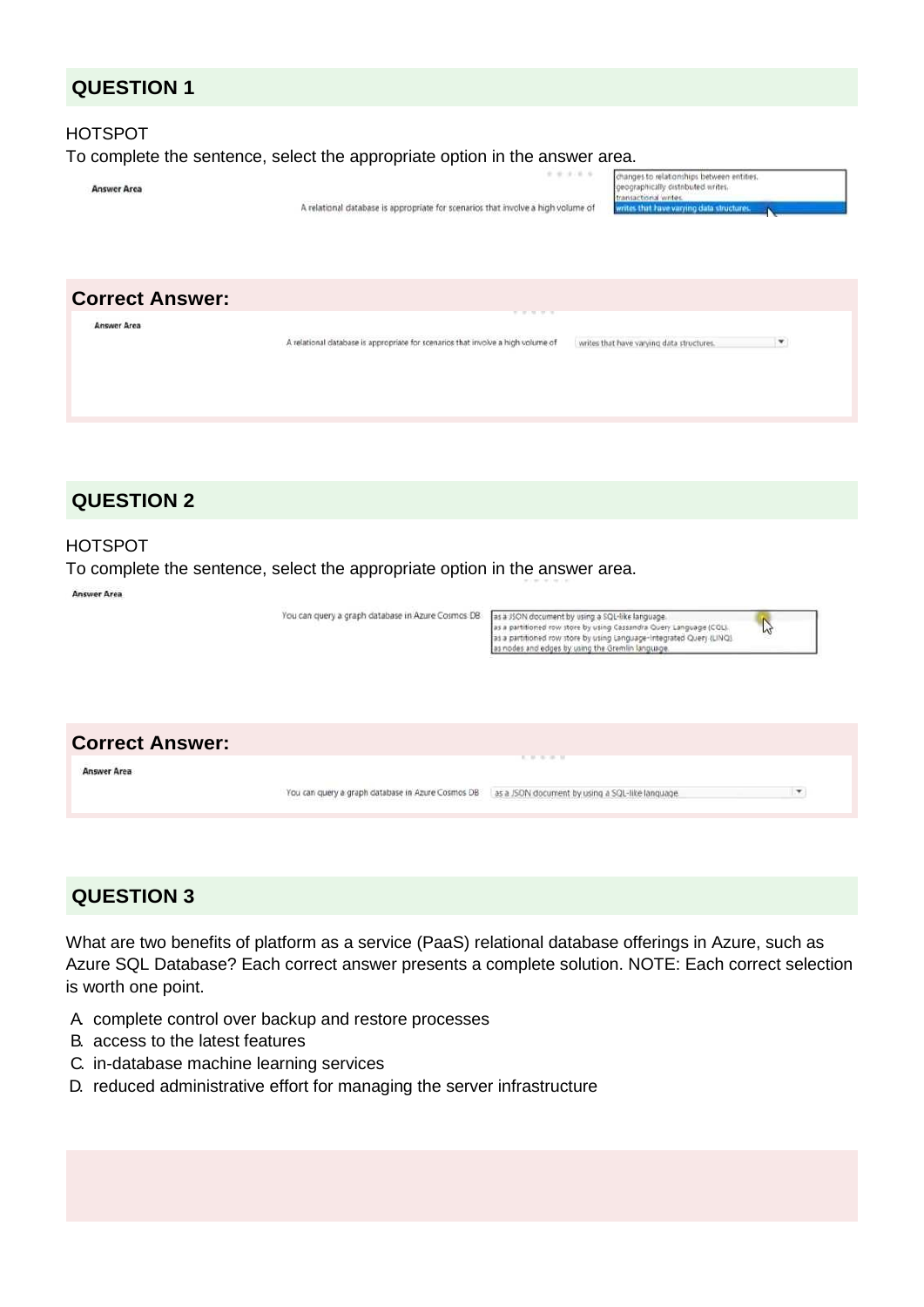## QUESTION 1

HOTSPOT

To complete the sentence, select the appropriate option in the answer area.

**Answer Area**

A relational database is appropriate for scenarios that involve a high volume of

- changes to relationships between entities.
- geographically distributed writes.
- transactional writes.
- writes that have varying data structures.

### Correct Answer:

**Answer Area**

A relational database is appropriate for scenarios that involve a high volume of writes that have varying data structures.

## QUESTION 2

HOTSPOT

To complete the sentence, select the appropriate option in the answer area.

**Answer Area**

You can query a graph database in Azure Cosmos DB

- as a JSON document by using a SQL-like language.
- as a partitioned row store by using Cassandra Query Language (CQL).
- as a partitioned row store by using Language-Integrated Query (LINQ).
- as nodes and edges by using the Gremlin language.

### Correct Answer:

**Answer Area**

You can query a graph database in Azure Cosmos DB as a JSON document by using a SQL-like language

## QUESTION 3

What are two benefits of platform as a service (PaaS) relational database offerings in Azure, such as Azure SQL Database? Each correct answer presents a complete solution. NOTE: Each correct selection is worth one point.

A. complete control over backup and restore processes
B. access to the latest features
C. in-database machine learning services
D. reduced administrative effort for managing the server infrastructure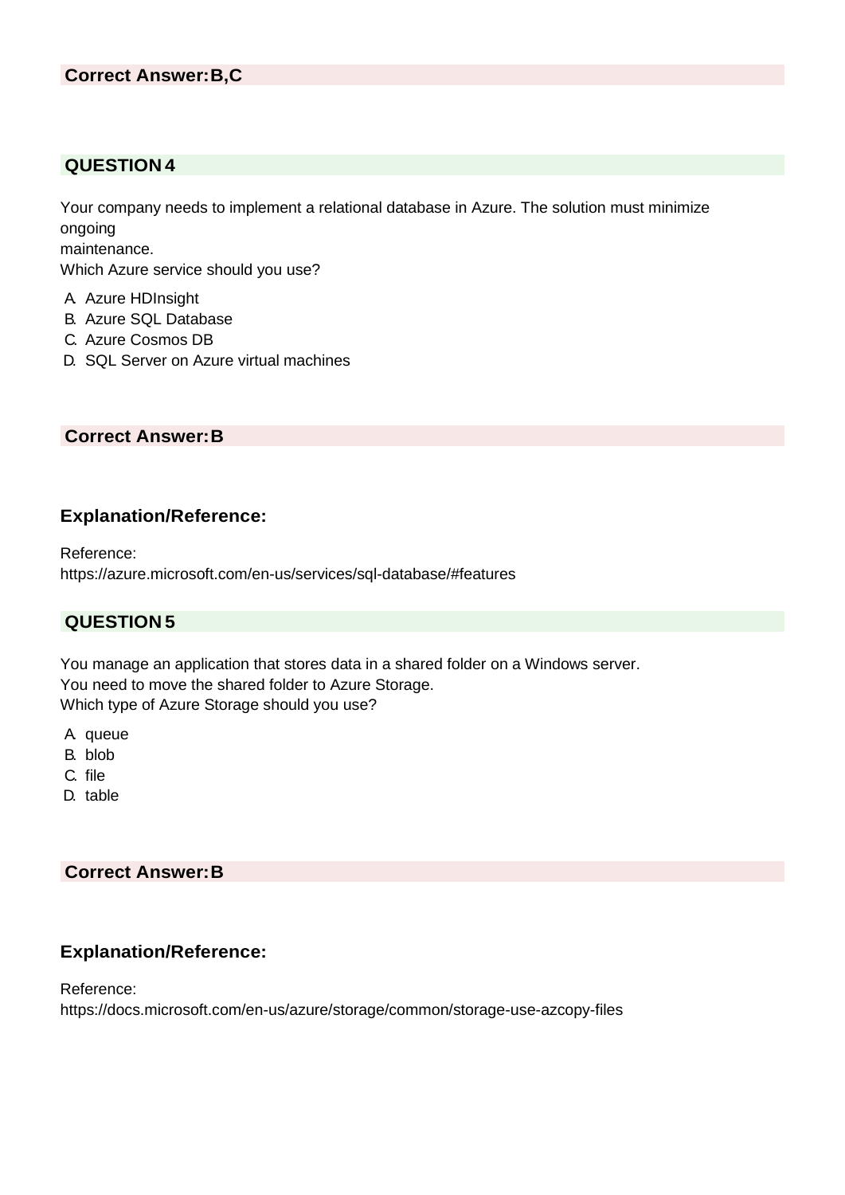**Correct Answer:B,C**

## QUESTION 4

Your company needs to implement a relational database in Azure. The solution must minimize ongoing
maintenance.
Which Azure service should you use?

A. Azure HDInsight
B. Azure SQL Database
C. Azure Cosmos DB
D. SQL Server on Azure virtual machines

**Correct Answer:B**

### Explanation/Reference:

Reference:
https://azure.microsoft.com/en-us/services/sql-database/#features

## QUESTION 5

You manage an application that stores data in a shared folder on a Windows server.
You need to move the shared folder to Azure Storage.
Which type of Azure Storage should you use?

A. queue
B. blob
C. file
D. table

**Correct Answer:B**

### Explanation/Reference:

Reference:
https://docs.microsoft.com/en-us/azure/storage/common/storage-use-azcopy-files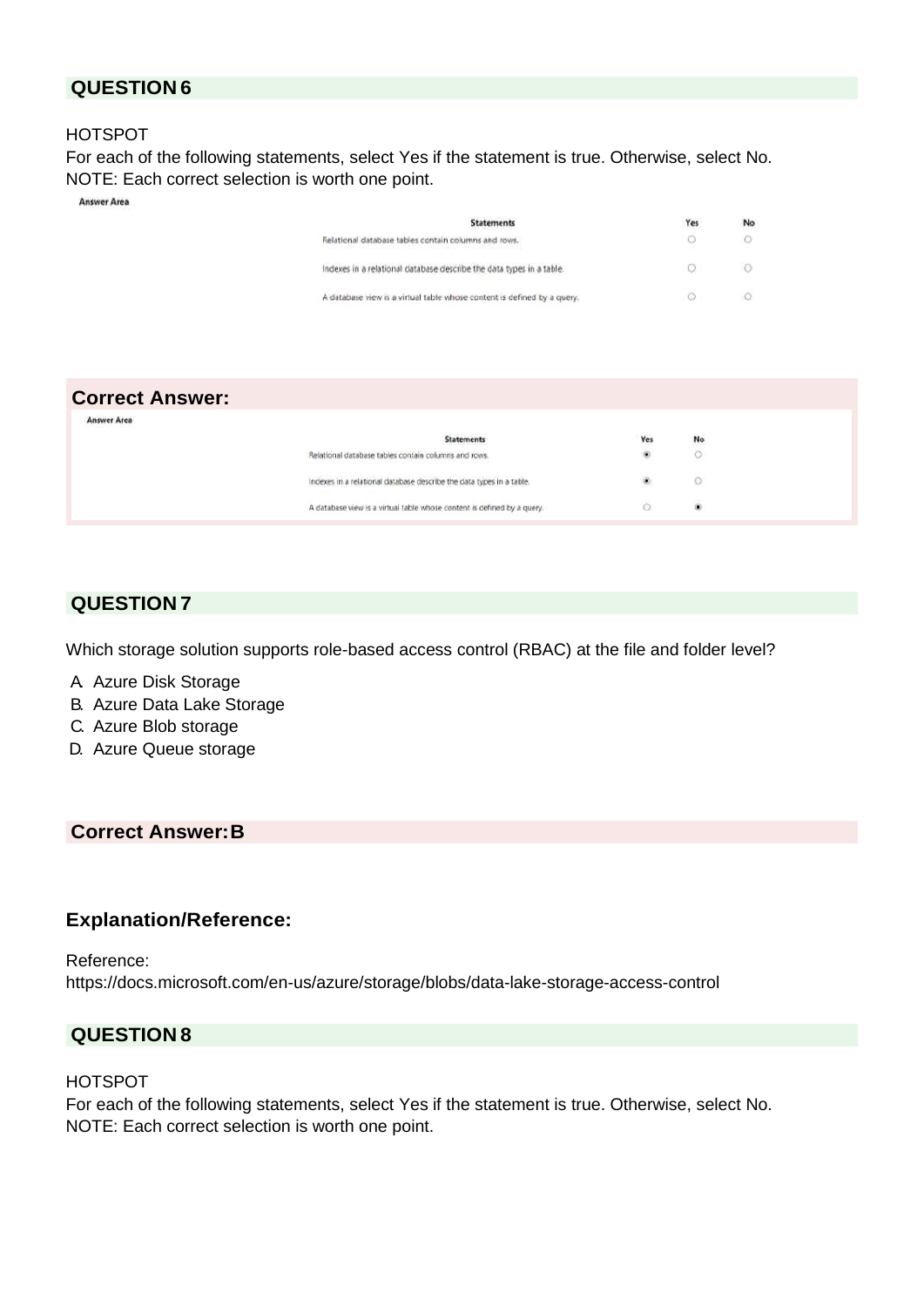## QUESTION 6

HOTSPOT

For each of the following statements, select Yes if the statement is true. Otherwise, select No.

NOTE: Each correct selection is worth one point.

**Answer Area**

| Statements | Yes | No |
| --- | --- | --- |
| Relational database tables contain columns and rows. | ○ | ○ |
| Indexes in a relational database describe the data types in a table. | ○ | ○ |
| A database view is a virtual table whose content is defined by a query. | ○ | ○ |

## Correct Answer:

**Answer Area**

| Statements | Yes | No |
| --- | --- | --- |
| Relational database tables contain columns and rows. | ◉ | ○ |
| Indexes in a relational database describe the data types in a table. | ◉ | ○ |
| A database view is a virtual table whose content is defined by a query. | ○ | ◉ |

## QUESTION 7

Which storage solution supports role-based access control (RBAC) at the file and folder level?

A. Azure Disk Storage
B. Azure Data Lake Storage
C. Azure Blob storage
D. Azure Queue storage

## Correct Answer: B

### Explanation/Reference:

Reference:
https://docs.microsoft.com/en-us/azure/storage/blobs/data-lake-storage-access-control

## QUESTION 8

HOTSPOT

For each of the following statements, select Yes if the statement is true. Otherwise, select No.

NOTE: Each correct selection is worth one point.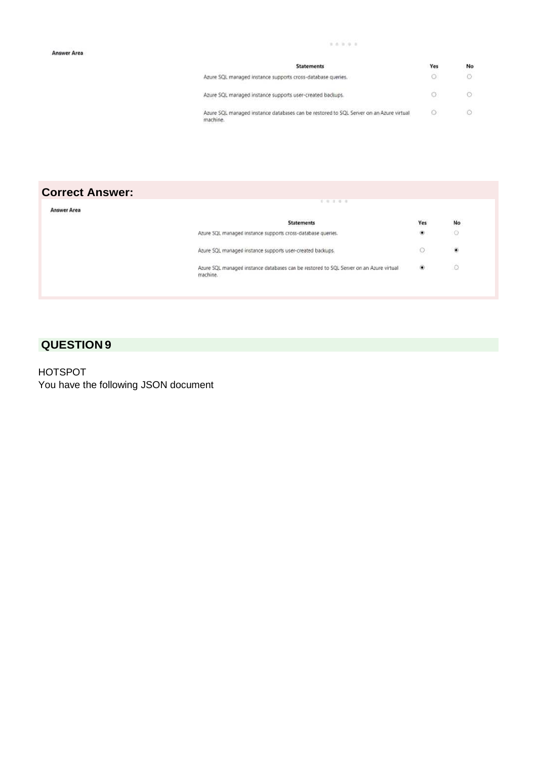**Answer Area**

| Statements | Yes | No |
|---|---|---|
| Azure SQL managed instance supports cross-database queries. | ○ | ○ |
| Azure SQL managed instance supports user-created backups. | ○ | ○ |
| Azure SQL managed instance databases can be restored to SQL Server on an Azure virtual machine. | ○ | ○ |

## Correct Answer:

**Answer Area**

| Statements | Yes | No |
|---|---|---|
| Azure SQL managed instance supports cross-database queries. | ◉ | ○ |
| Azure SQL managed instance supports user-created backups. | ○ | ◉ |
| Azure SQL managed instance databases can be restored to SQL Server on an Azure virtual machine. | ◉ | ○ |

## QUESTION 9

HOTSPOT

You have the following JSON document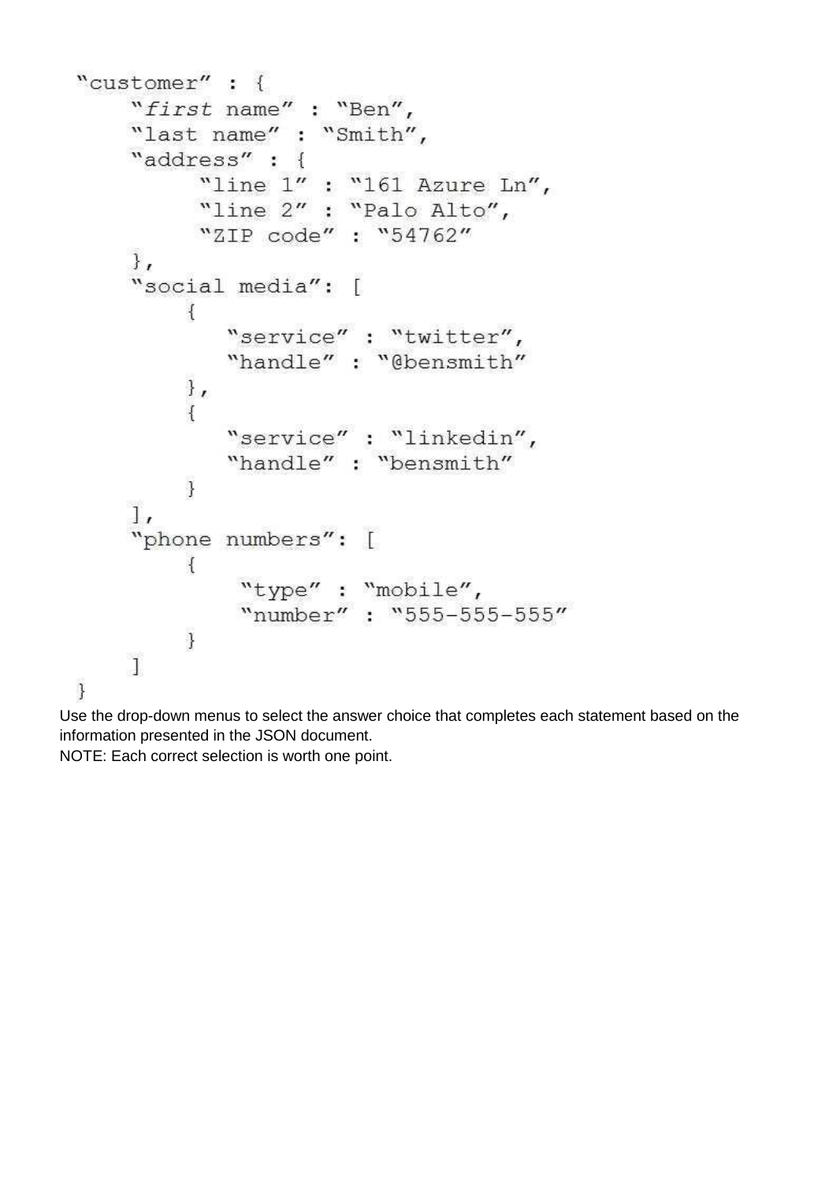```
"customer" : {
    "first name" : "Ben",
    "last name" : "Smith",
    "address" : {
         "line 1" : "161 Azure Ln",
         "line 2" : "Palo Alto",
         "ZIP code" : "54762"
    },
    "social media": [
        {
           "service" : "twitter",
           "handle" : "@bensmith"
        },
        {
           "service" : "linkedin",
           "handle" : "bensmith"
        }
    ],
    "phone numbers": [
        {
            "type" : "mobile",
            "number" : "555-555-555"
        }
    ]
}
```

Use the drop-down menus to select the answer choice that completes each statement based on the information presented in the JSON document.

NOTE: Each correct selection is worth one point.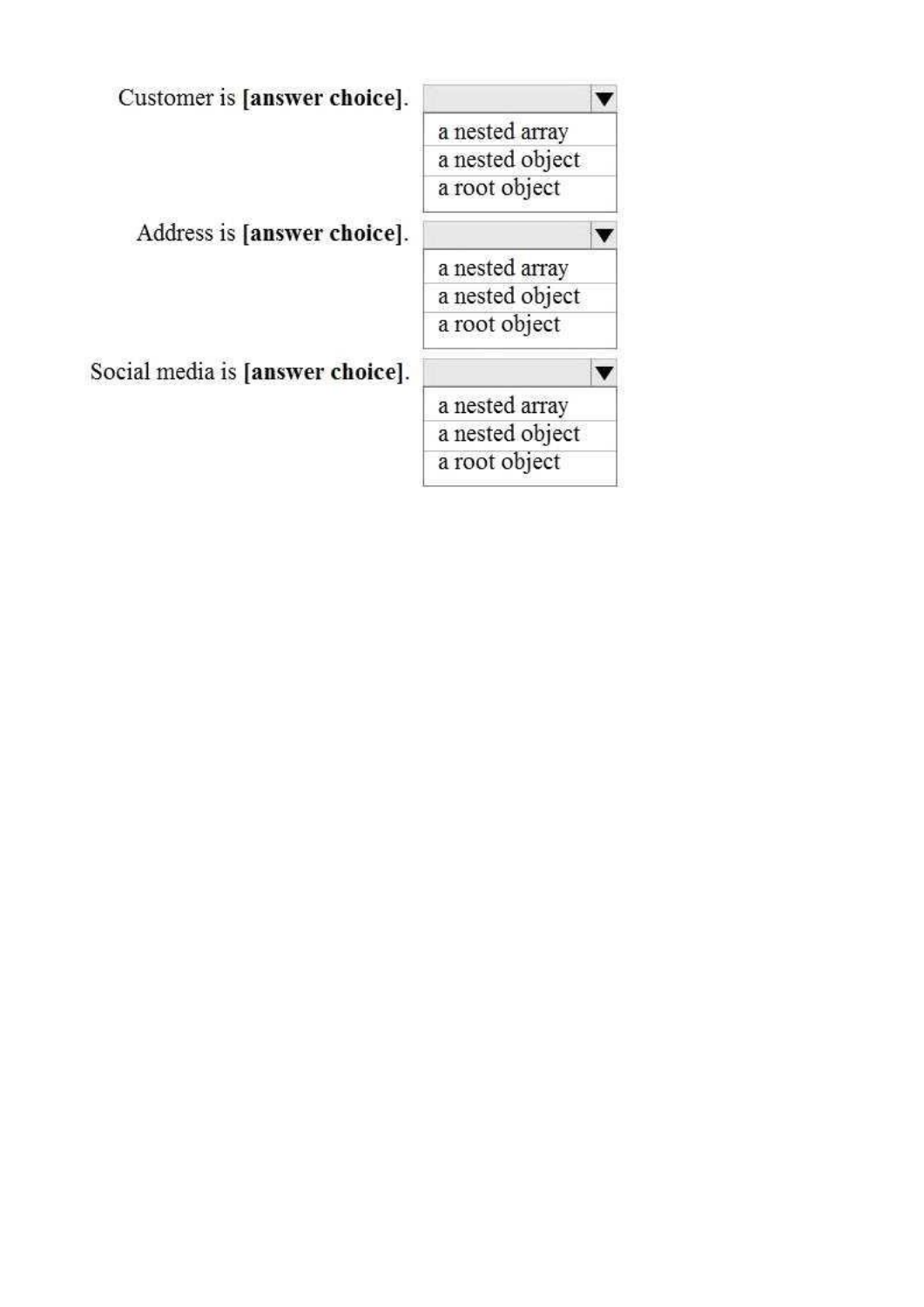Customer is **[answer choice]**.

- a nested array
- a nested object
- a root object

Address is **[answer choice]**.

- a nested array
- a nested object
- a root object

Social media is **[answer choice]**.

- a nested array
- a nested object
- a root object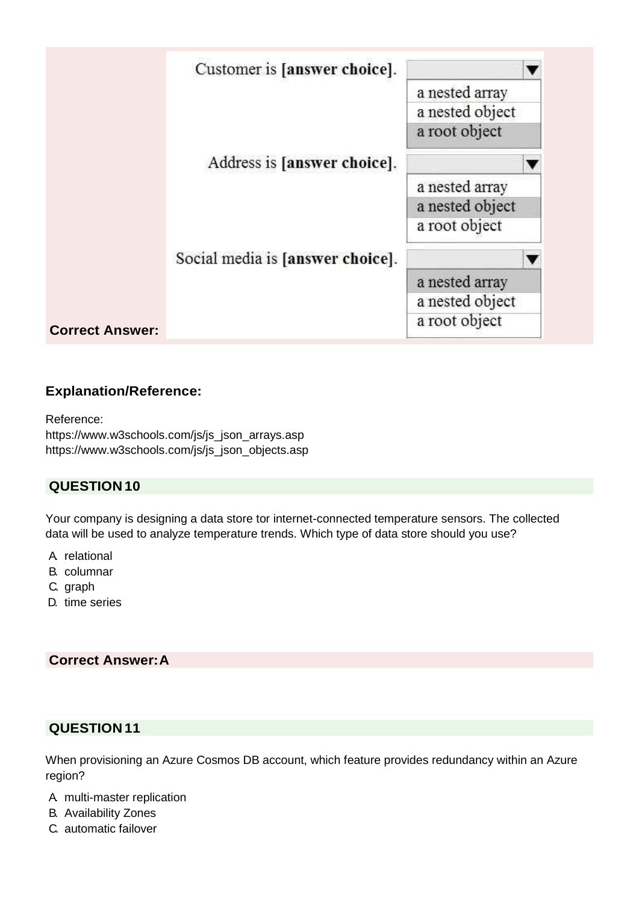| | | |
|---|---|---|
| | Customer is **[answer choice]**. | a nested array<br>a nested object<br>**a root object** |
| | Address is **[answer choice]**. | a nested array<br>**a nested object**<br>a root object |
| **Correct Answer:** | Social media is **[answer choice]**. | **a nested array**<br>a nested object<br>a root object |

**Explanation/Reference:**

Reference:
https://www.w3schools.com/js/js_json_arrays.asp
https://www.w3schools.com/js/js_json_objects.asp

## QUESTION 10

Your company is designing a data store tor internet-connected temperature sensors. The collected data will be used to analyze temperature trends. Which type of data store should you use?

A. relational
B. columnar
C. graph
D. time series

**Correct Answer: A**

## QUESTION 11

When provisioning an Azure Cosmos DB account, which feature provides redundancy within an Azure region?

A. multi-master replication
B. Availability Zones
C. automatic failover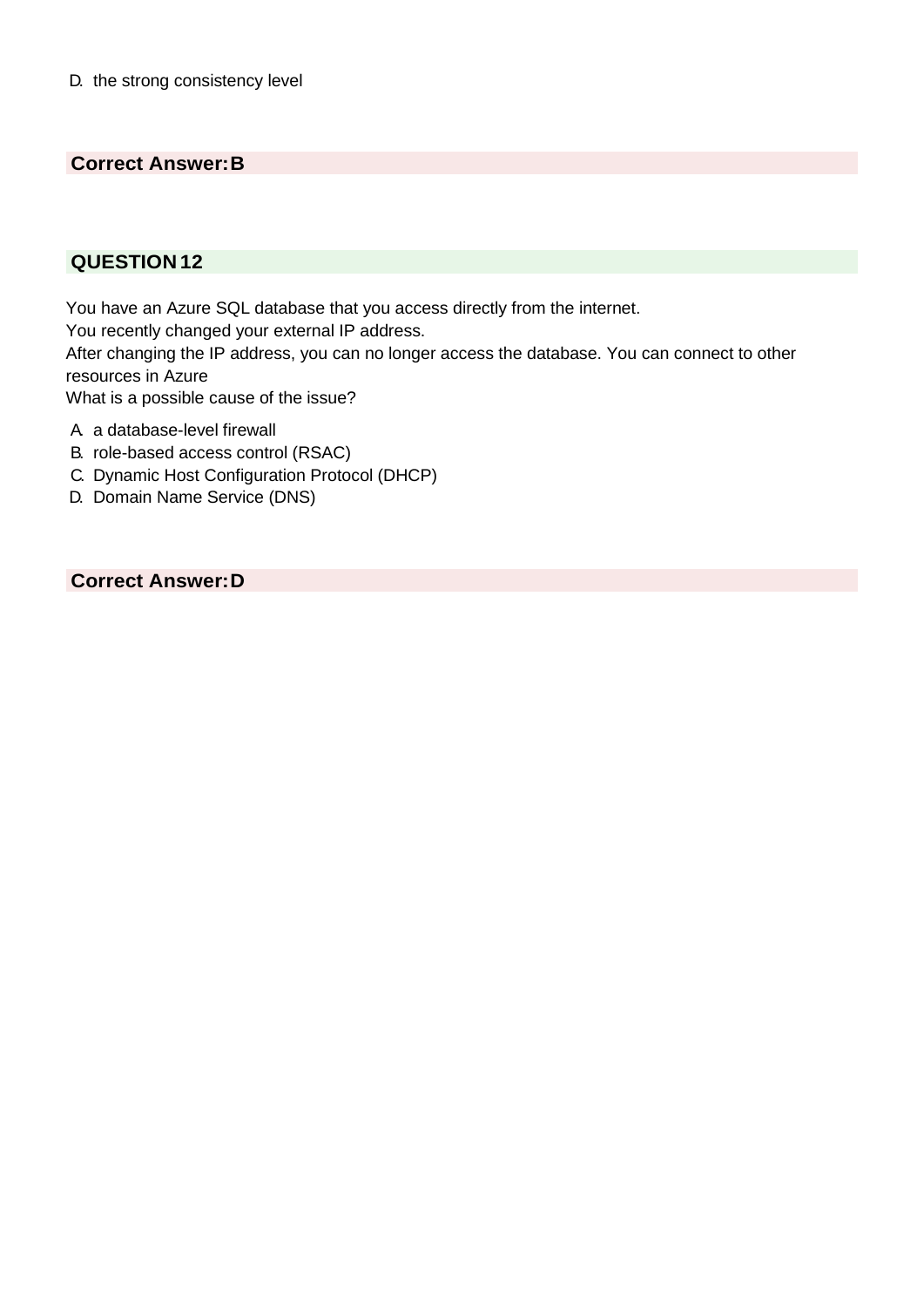D. the strong consistency level

**Correct Answer: B**

**QUESTION 12**

You have an Azure SQL database that you access directly from the internet.
You recently changed your external IP address.
After changing the IP address, you can no longer access the database. You can connect to other resources in Azure
What is a possible cause of the issue?

A. a database-level firewall
B. role-based access control (RSAC)
C. Dynamic Host Configuration Protocol (DHCP)
D. Domain Name Service (DNS)

**Correct Answer: D**